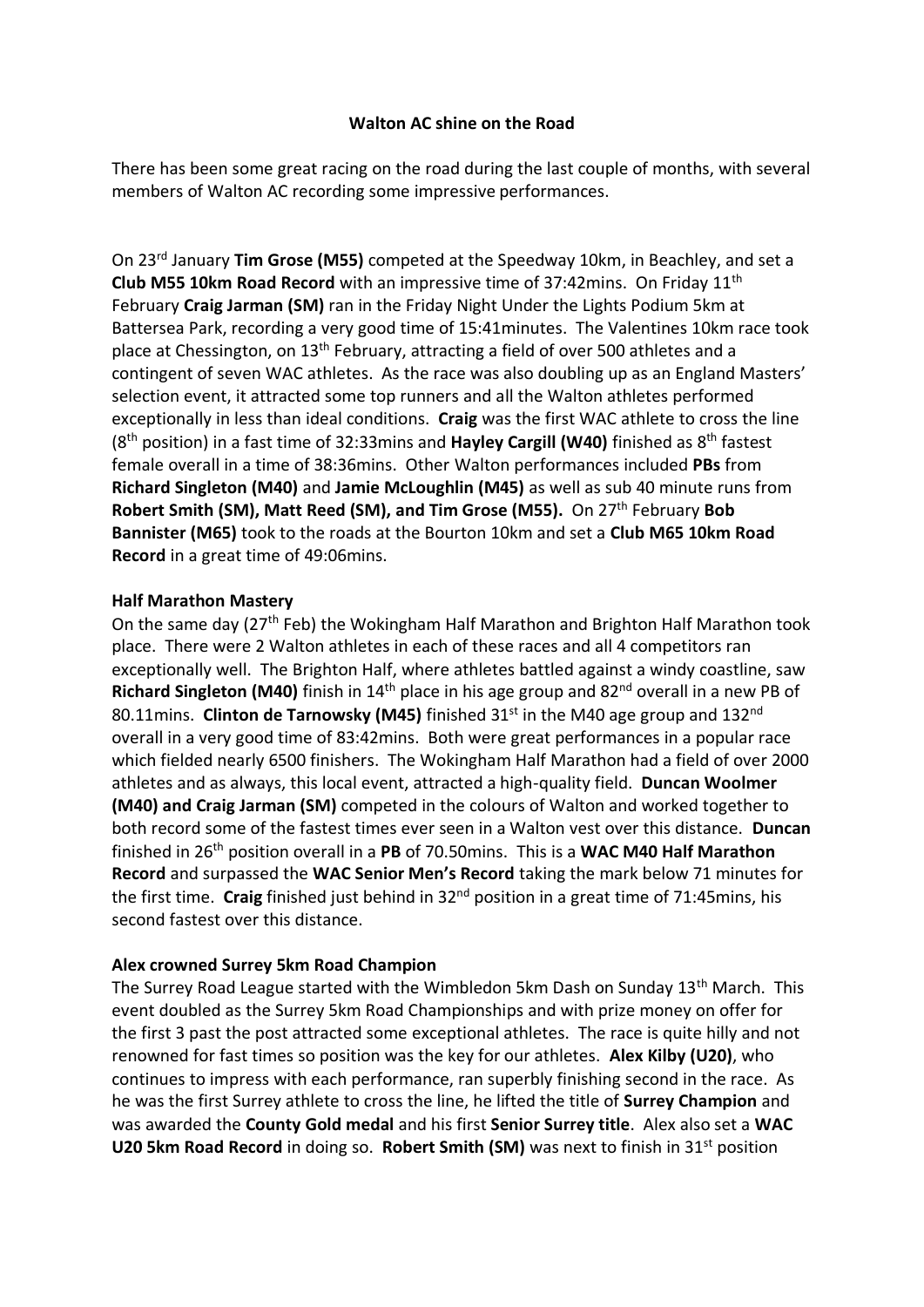**Walton AC shine on the Road**

There has been some great racing on the road during the last couple of months, with several members of Walton AC recording some impressive performances.

On 23rd January **Tim Grose (M55)** competed at the Speedway 10km, in Beachley, and set a **Club M55 10km Road Record** with an impressive time of 37:42mins. On Friday 11th February **Craig Jarman (SM)** ran in the Friday Night Under the Lights Podium 5km at Battersea Park, recording a very good time of 15:41minutes. The Valentines 10km race took place at Chessington, on 13th February, attracting a field of over 500 athletes and a contingent of seven WAC athletes. As the race was also doubling up as an England Masters' selection event, it attracted some top runners and all the Walton athletes performed exceptionally in less than ideal conditions. **Craig** was the first WAC athlete to cross the line (8th position) in a fast time of 32:33mins and **Hayley Cargill (W40)** finished as 8th fastest female overall in a time of 38:36mins. Other Walton performances included **PBs** from **Richard Singleton (M40)** and **Jamie McLoughlin (M45)** as well as sub 40 minute runs from **Robert Smith (SM), Matt Reed (SM), and Tim Grose (M55).** On 27th February **Bob Bannister (M65)** took to the roads at the Bourton 10km and set a **Club M65 10km Road Record** in a great time of 49:06mins.

**Half Marathon Mastery**

On the same day (27th Feb) the Wokingham Half Marathon and Brighton Half Marathon took place. There were 2 Walton athletes in each of these races and all 4 competitors ran exceptionally well. The Brighton Half, where athletes battled against a windy coastline, saw **Richard Singleton (M40)** finish in 14th place in his age group and 82nd overall in a new PB of 80.11mins. **Clinton de Tarnowsky (M45)** finished 31st in the M40 age group and 132nd overall in a very good time of 83:42mins. Both were great performances in a popular race which fielded nearly 6500 finishers. The Wokingham Half Marathon had a field of over 2000 athletes and as always, this local event, attracted a high-quality field. **Duncan Woolmer (M40) and Craig Jarman (SM)** competed in the colours of Walton and worked together to both record some of the fastest times ever seen in a Walton vest over this distance. **Duncan** finished in 26th position overall in a **PB** of 70.50mins. This is a **WAC M40 Half Marathon Record** and surpassed the **WAC Senior Men's Record** taking the mark below 71 minutes for the first time. **Craig** finished just behind in 32nd position in a great time of 71:45mins, his second fastest over this distance.

**Alex crowned Surrey 5km Road Champion**

The Surrey Road League started with the Wimbledon 5km Dash on Sunday 13th March. This event doubled as the Surrey 5km Road Championships and with prize money on offer for the first 3 past the post attracted some exceptional athletes. The race is quite hilly and not renowned for fast times so position was the key for our athletes. **Alex Kilby (U20)**, who continues to impress with each performance, ran superbly finishing second in the race. As he was the first Surrey athlete to cross the line, he lifted the title of **Surrey Champion** and was awarded the **County Gold medal** and his first **Senior Surrey title**. Alex also set a **WAC U20 5km Road Record** in doing so. **Robert Smith (SM)** was next to finish in 31st position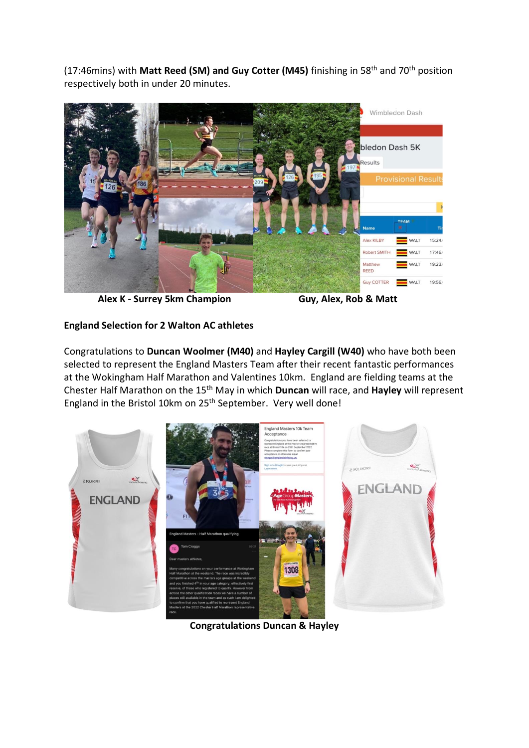(17:46mins) with **Matt Reed (SM) and Guy Cotter (M45)** finishing in 58th and 70th position respectively both in under 20 minutes.

**Alex K - Surrey 5km Champion** **Guy, Alex, Rob & Matt**

### England Selection for 2 Walton AC athletes

Congratulations to **Duncan Woolmer (M40)** and **Hayley Cargill (W40)** who have both been selected to represent the England Masters Team after their recent fantastic performances at the Wokingham Half Marathon and Valentines 10km. England are fielding teams at the Chester Half Marathon on the 15th May in which **Duncan** will race, and **Hayley** will represent England in the Bristol 10km on 25th September. Very well done!

**Congratulations Duncan & Hayley**